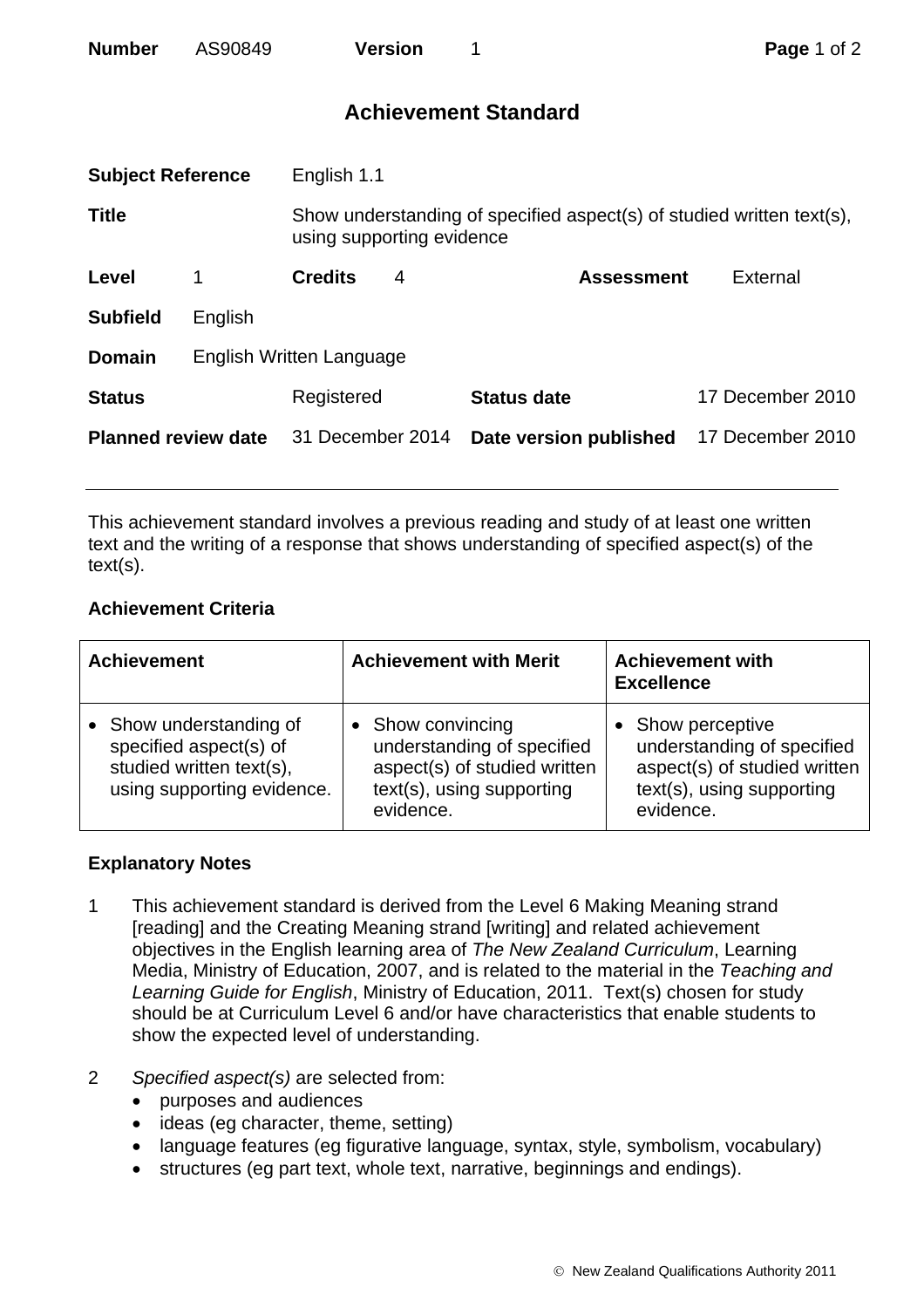## Achievement Standard

| | | | |
|---|---|---|---|
| **Subject Reference** | English 1.1 | | |
| **Title** | Show understanding of specified aspect(s) of studied written text(s), using supporting evidence | | |
| **Level** 1 | **Credits** 4 | **Assessment** | External |
| **Subfield** | English | | |
| **Domain** | English Written Language | | |
| **Status** | Registered | **Status date** | 17 December 2010 |
| **Planned review date** | 31 December 2014 | **Date version published** | 17 December 2010 |

This achievement standard involves a previous reading and study of at least one written text and the writing of a response that shows understanding of specified aspect(s) of the text(s).

### Achievement Criteria

| Achievement | Achievement with Merit | Achievement with Excellence |
|---|---|---|
| • Show understanding of specified aspect(s) of studied written text(s), using supporting evidence. | • Show convincing understanding of specified aspect(s) of studied written text(s), using supporting evidence. | • Show perceptive understanding of specified aspect(s) of studied written text(s), using supporting evidence. |

### Explanatory Notes

1. This achievement standard is derived from the Level 6 Making Meaning strand [reading] and the Creating Meaning strand [writing] and related achievement objectives in the English learning area of *The New Zealand Curriculum*, Learning Media, Ministry of Education, 2007, and is related to the material in the *Teaching and Learning Guide for English*, Ministry of Education, 2011. Text(s) chosen for study should be at Curriculum Level 6 and/or have characteristics that enable students to show the expected level of understanding.

2. *Specified aspect(s)* are selected from:
   - purposes and audiences
   - ideas (eg character, theme, setting)
   - language features (eg figurative language, syntax, style, symbolism, vocabulary)
   - structures (eg part text, whole text, narrative, beginnings and endings).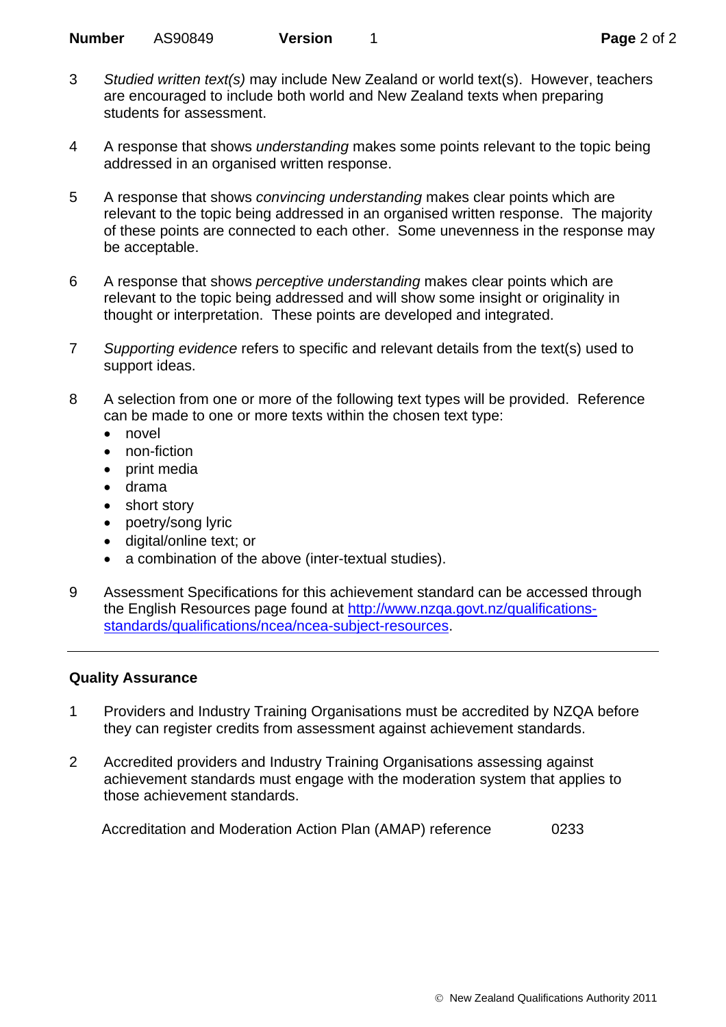3. *Studied written text(s)* may include New Zealand or world text(s). However, teachers are encouraged to include both world and New Zealand texts when preparing students for assessment.

4. A response that shows *understanding* makes some points relevant to the topic being addressed in an organised written response.

5. A response that shows *convincing understanding* makes clear points which are relevant to the topic being addressed in an organised written response. The majority of these points are connected to each other. Some unevenness in the response may be acceptable.

6. A response that shows *perceptive understanding* makes clear points which are relevant to the topic being addressed and will show some insight or originality in thought or interpretation. These points are developed and integrated.

7. *Supporting evidence* refers to specific and relevant details from the text(s) used to support ideas.

8. A selection from one or more of the following text types will be provided. Reference can be made to one or more texts within the chosen text type:
   - novel
   - non-fiction
   - print media
   - drama
   - short story
   - poetry/song lyric
   - digital/online text; or
   - a combination of the above (inter-textual studies).

9. Assessment Specifications for this achievement standard can be accessed through the English Resources page found at [http://www.nzqa.govt.nz/qualifications-standards/qualifications/ncea/ncea-subject-resources](http://www.nzqa.govt.nz/qualifications-standards/qualifications/ncea/ncea-subject-resources).

---

## Quality Assurance

1. Providers and Industry Training Organisations must be accredited by NZQA before they can register credits from assessment against achievement standards.

2. Accredited providers and Industry Training Organisations assessing against achievement standards must engage with the moderation system that applies to those achievement standards.

Accreditation and Moderation Action Plan (AMAP) reference 0233

© New Zealand Qualifications Authority 2011